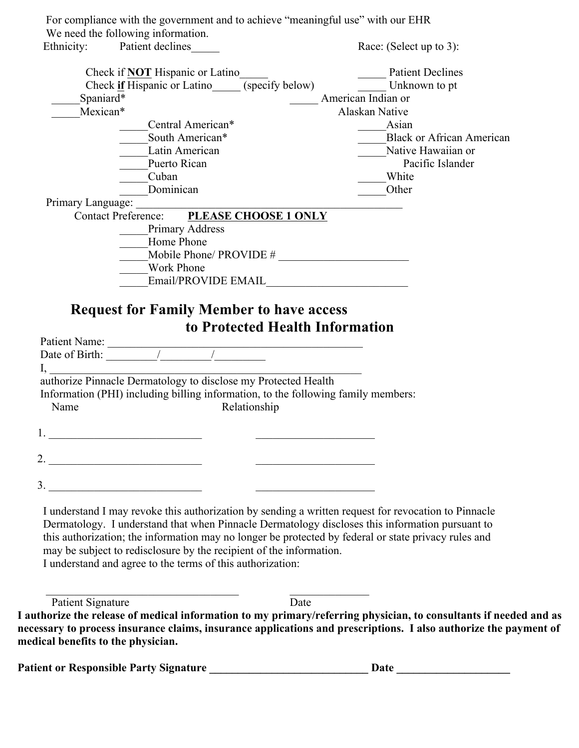For compliance with the government and to achieve "meaningful use" with our EHR
We need the following information.

Ethnicity: Patient declines_____

Check if **NOT** Hispanic or Latino_____

Check **if** Hispanic or Latino_____ (specify below)

- _____Spaniard*
- _____Mexican*
- _____Central American*
- _____South American*
- _____Latin American
- _____Puerto Rican
- _____Cuban
- _____Dominican

Race: (Select up to 3):

- _____ Patient Declines
- _____ Unknown to pt
- _____ American Indian or Alaskan Native
- _____Asian
- _____Black or African American
- _____Native Hawaiian or Pacific Islander
- _____White
- _____Other

Primary Language: ______________________________________________

Contact Preference: **PLEASE CHOOSE 1 ONLY**

- _____Primary Address
- _____Home Phone
- _____Mobile Phone/ PROVIDE # _______________________
- _____Work Phone
- _____Email/PROVIDE EMAIL_________________________

## Request for Family Member to have access to Protected Health Information

Patient Name: ______________________________________________

Date of Birth: _________/_________/_________

I, ______________________________________________________

authorize Pinnacle Dermatology to disclose my Protected Health Information (PHI) including billing information, to the following family members:

| | Name | Relationship |
|---|---|---|
| 1. | ___________________________ | _____________________ |
| 2. | ___________________________ | _____________________ |
| 3. | ___________________________ | _____________________ |

I understand I may revoke this authorization by sending a written request for revocation to Pinnacle Dermatology. I understand that when Pinnacle Dermatology discloses this information pursuant to this authorization; the information may no longer be protected by federal or state privacy rules and may be subject to redisclosure by the recipient of the information.
I understand and agree to the terms of this authorization:

___________________________________ ______________
Patient Signature Date

**I authorize the release of medical information to my primary/referring physician, to consultants if needed and as necessary to process insurance claims, insurance applications and prescriptions. I also authorize the payment of medical benefits to the physician.**

**Patient or Responsible Party Signature ____________________________ Date ____________________**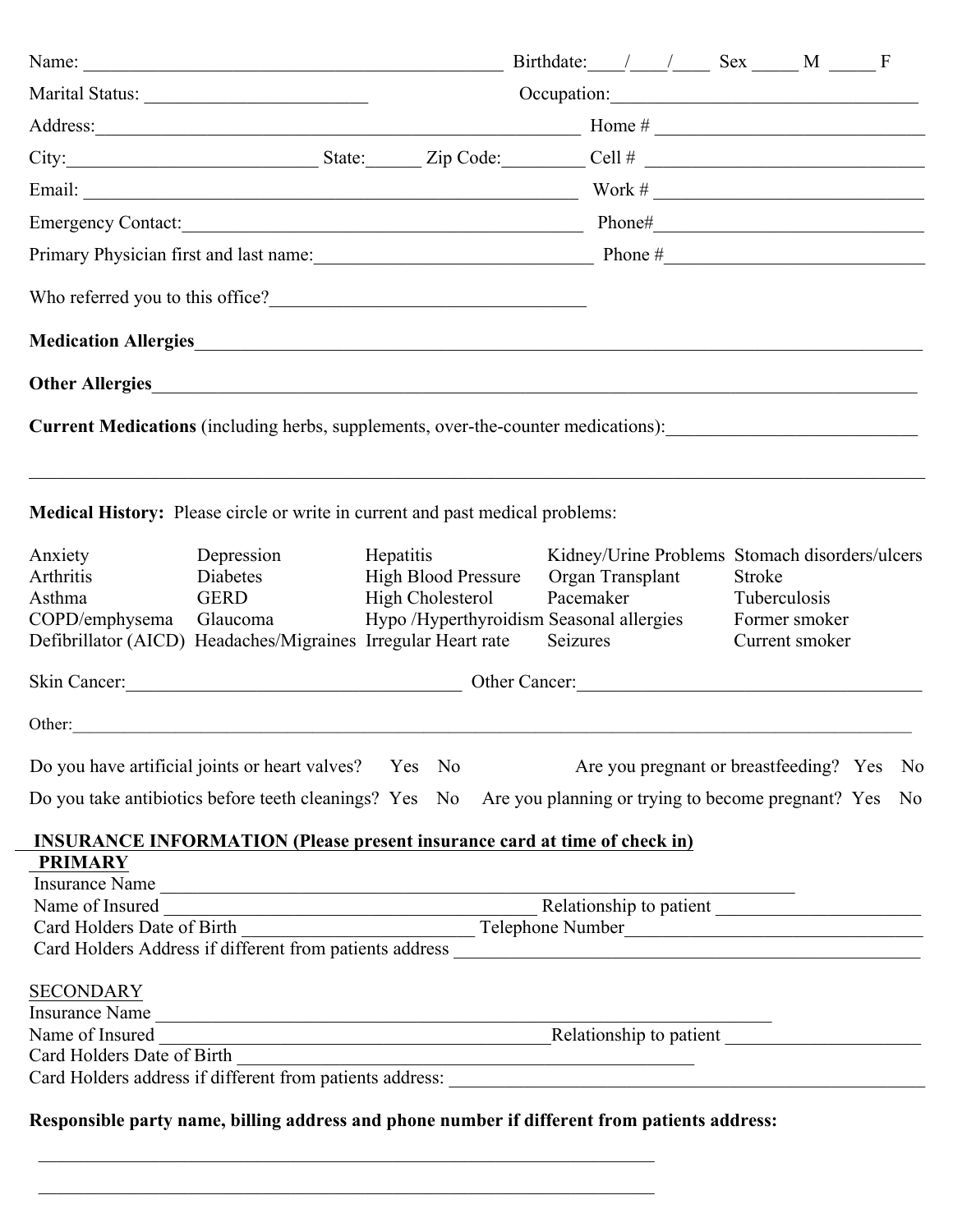Name: ______________________________________________ Birthdate:____/____/____ Sex _____ M _____ F

Marital Status: ________________________ Occupation:________________________________

Address:____________________________________________________ Home # ____________________________

City:___________________________ State:______ Zip Code:_________ Cell # ____________________________

Email: ____________________________________________________ Work # ____________________________

Emergency Contact:____________________________________________ Phone#____________________________

Primary Physician first and last name:______________________________ Phone #__________________________

Who referred you to this office?__________________________________

**Medication Allergies**______________________________________________________________________________

**Other Allergies**__________________________________________________________________________________

**Current Medications** (including herbs, supplements, over-the-counter medications):__________________________

___________________________________________________________________________________________________

**Medical History:** Please circle or write in current and past medical problems:

| | | | | |
|---|---|---|---|---|
| Anxiety | Depression | Hepatitis | Kidney/Urine Problems | Stomach disorders/ulcers |
| Arthritis | Diabetes | High Blood Pressure | Organ Transplant | Stroke |
| Asthma | GERD | High Cholesterol | Pacemaker | Tuberculosis |
| COPD/emphysema | Glaucoma | Hypo /Hyperthyroidism | Seasonal allergies | Former smoker |
| Defibrillator (AICD) | Headaches/Migraines | Irregular Heart rate | Seizures | Current smoker |

Skin Cancer:____________________________________ Other Cancer:________________________________________

Other:______________________________________________________________________________________________

Do you have artificial joints or heart valves? Yes No Are you pregnant or breastfeeding? Yes No

Do you take antibiotics before teeth cleanings? Yes No Are you planning or trying to become pregnant? Yes No

**INSURANCE INFORMATION (Please present insurance card at time of check in)**

**PRIMARY**

Insurance Name ______________________________________________________________________________

Name of Insured ________________________________________ Relationship to patient ______________________

Card Holders Date of Birth _________________________ Telephone Number________________________________

Card Holders Address if different from patients address ______________________________________________

SECONDARY

Insurance Name ______________________________________________________________________________

Name of Insured __________________________________________Relationship to patient _____________________

Card Holders Date of Birth ____________________________________________________

Card Holders address if different from patients address: ______________________________________________

**Responsible party name, billing address and phone number if different from patients address:**

____________________________________________________________________

____________________________________________________________________